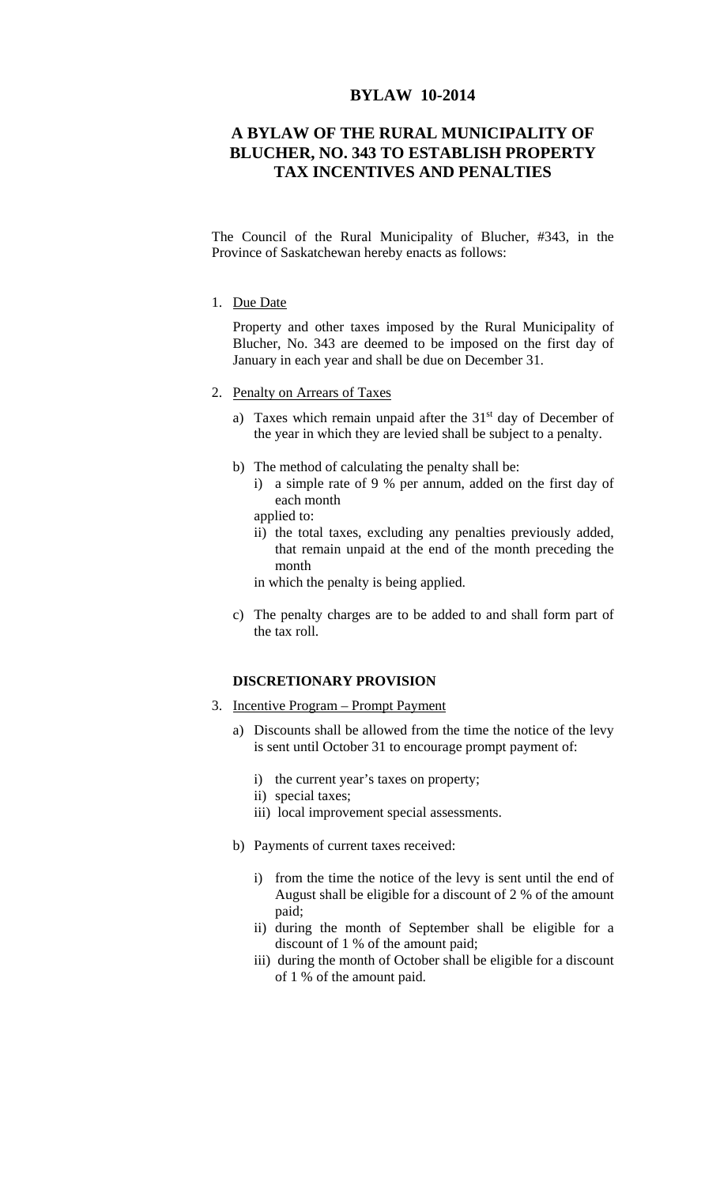# BYLAW 10-2014

## A BYLAW OF THE RURAL MUNICIPALITY OF BLUCHER, NO. 343 TO ESTABLISH PROPERTY TAX INCENTIVES AND PENALTIES

The Council of the Rural Municipality of Blucher, #343, in the Province of Saskatchewan hereby enacts as follows:

1. Due Date

   Property and other taxes imposed by the Rural Municipality of Blucher, No. 343 are deemed to be imposed on the first day of January in each year and shall be due on December 31.

2. Penalty on Arrears of Taxes

   a) Taxes which remain unpaid after the 31st day of December of the year in which they are levied shall be subject to a penalty.

   b) The method of calculating the penalty shall be:
      i) a simple rate of 9 % per annum, added on the first day of each month

      applied to:

      ii) the total taxes, excluding any penalties previously added, that remain unpaid at the end of the month preceding the month

      in which the penalty is being applied.

   c) The penalty charges are to be added to and shall form part of the tax roll.

**DISCRETIONARY PROVISION**

3. Incentive Program – Prompt Payment

   a) Discounts shall be allowed from the time the notice of the levy is sent until October 31 to encourage prompt payment of:

      i) the current year's taxes on property;
      ii) special taxes;
      iii) local improvement special assessments.

   b) Payments of current taxes received:

      i) from the time the notice of the levy is sent until the end of August shall be eligible for a discount of 2 % of the amount paid;
      ii) during the month of September shall be eligible for a discount of 1 % of the amount paid;
      iii) during the month of October shall be eligible for a discount of 1 % of the amount paid.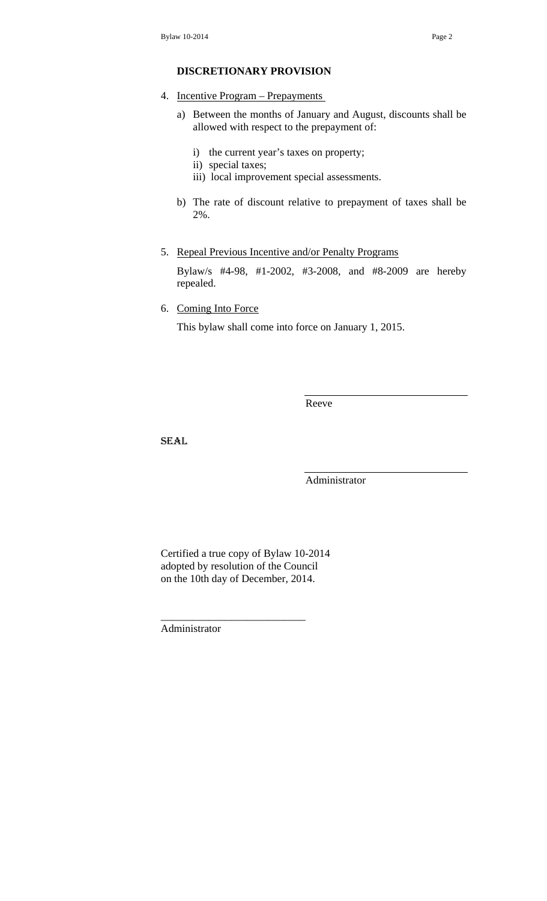## DISCRETIONARY PROVISION

4. Incentive Program – Prepayments

   a) Between the months of January and August, discounts shall be allowed with respect to the prepayment of:

      i) the current year's taxes on property;
      ii) special taxes;
      iii) local improvement special assessments.

   b) The rate of discount relative to prepayment of taxes shall be 2%.

5. Repeal Previous Incentive and/or Penalty Programs

   Bylaw/s #4-98, #1-2002, #3-2008, and #8-2009 are hereby repealed.

6. Coming Into Force

   This bylaw shall come into force on January 1, 2015.

______________________________
Reeve

SEAL

______________________________
Administrator

Certified a true copy of Bylaw 10-2014
adopted by resolution of the Council
on the 10th day of December, 2014.

______________________________
Administrator